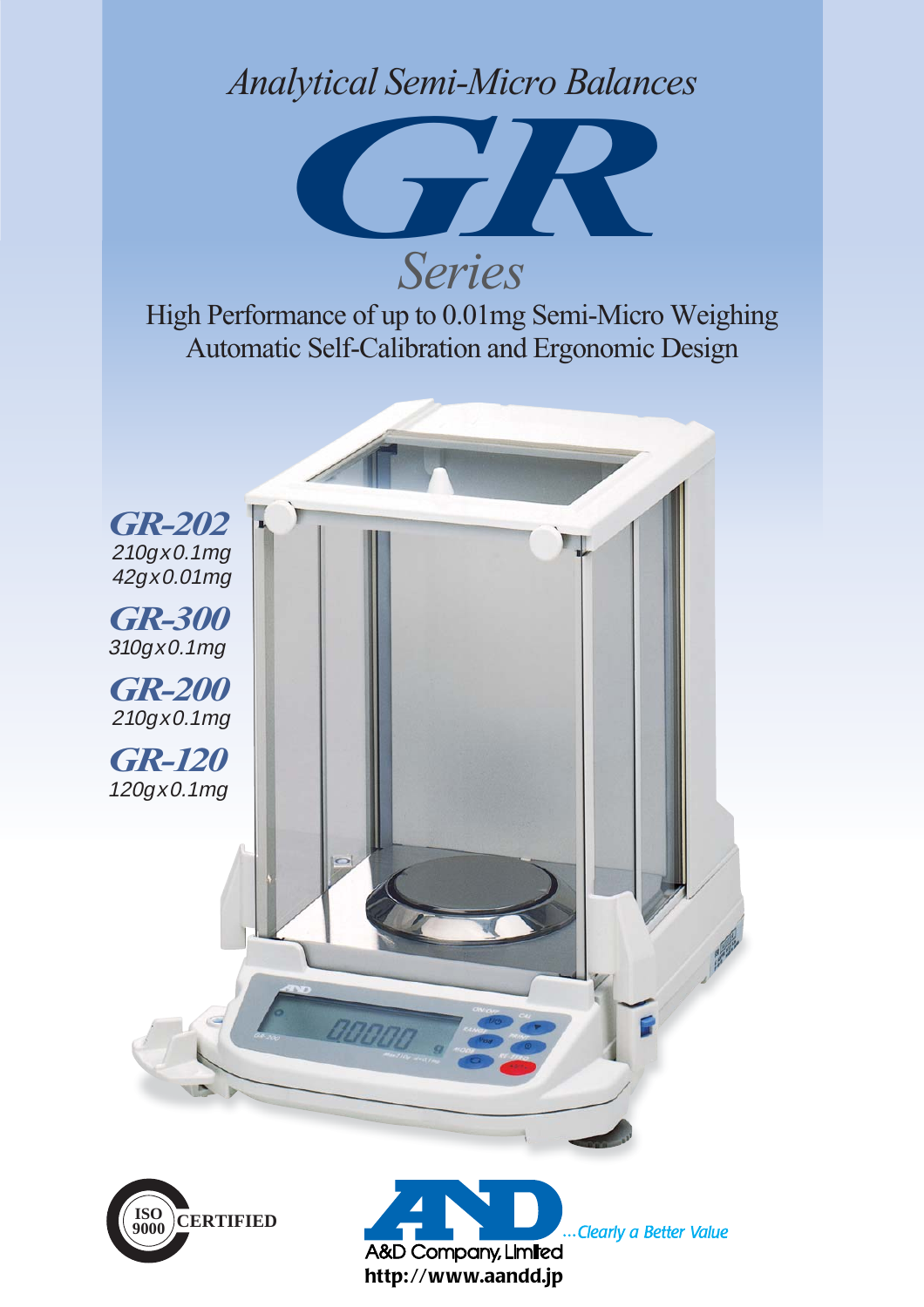*Analytical Semi-Micro Balances*

# GR

*Series*

High Performance of up to 0.01mg Semi-Micro Weighing
Automatic Self-Calibration and Ergonomic Design

**GR-202**
*210g x 0.1mg*
*42g x 0.01mg*

**GR-300**
*310g x 0.1mg*

**GR-200**
*210g x 0.1mg*

**GR-120**
*120g x 0.1mg*

ISO 9000 CERTIFIED

A&D Company, Limited
...Clearly a Better Value
http://www.aandd.jp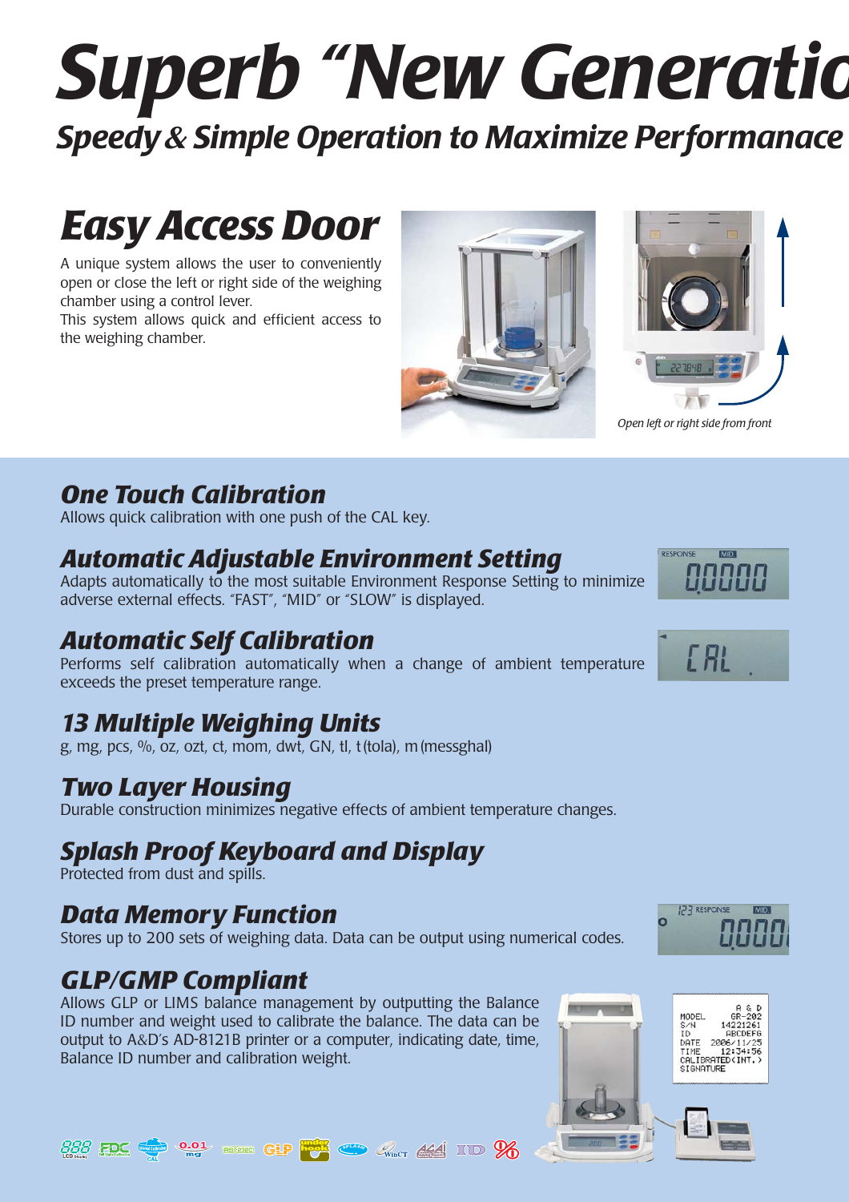# Superb "New Generatio

## *Speedy & Simple Operation to Maximize Performanace*

## Easy Access Door

A unique system allows the user to conveniently open or close the left or right side of the weighing chamber using a control lever.
This system allows quick and efficient access to the weighing chamber.

*Open left or right side from front*

### One Touch Calibration

Allows quick calibration with one push of the CAL key.

### Automatic Adjustable Environment Setting

Adapts automatically to the most suitable Environment Response Setting to minimize adverse external effects. "FAST", "MID" or "SLOW" is displayed.

### Automatic Self Calibration

Performs self calibration automatically when a change of ambient temperature exceeds the preset temperature range.

### 13 Multiple Weighing Units

g, mg, pcs, %, oz, ozt, ct, mom, dwt, GN, tl, t (tola), m (messghal)

### Two Layer Housing

Durable construction minimizes negative effects of ambient temperature changes.

### Splash Proof Keyboard and Display

Protected from dust and spills.

### Data Memory Function

Stores up to 200 sets of weighing data. Data can be output using numerical codes.

### GLP/GMP Compliant

Allows GLP or LIMS balance management by outputting the Balance ID number and weight used to calibrate the balance. The data can be output to A&D's AD-8121B printer or a computer, indicating date, time, Balance ID number and calibration weight.

```
              A & D
MODEL        GR-202
S/N        14221261
ID          ABCDEFG
DATE     2006/11/25
TIME       12:34:56
CALIBRATED(INT.)
SIGNATURE
```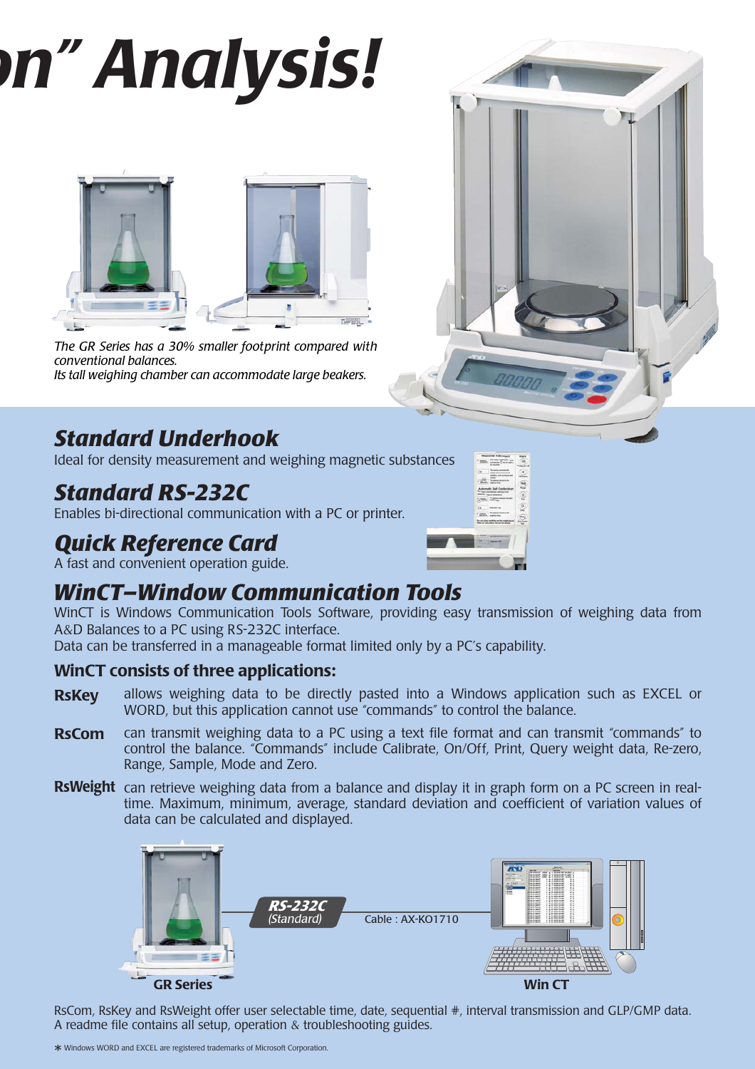# on" Analysis!

*The GR Series has a 30% smaller footprint compared with conventional balances.*
*Its tall weighing chamber can accommodate large beakers.*

## Standard Underhook

Ideal for density measurement and weighing magnetic substances

## Standard RS-232C

Enables bi-directional communication with a PC or printer.

## Quick Reference Card

A fast and convenient operation guide.

## WinCT–Window Communication Tools

WinCT is Windows Communication Tools Software, providing easy transmission of weighing data from A&D Balances to a PC using RS-232C interface.
Data can be transferred in a manageable format limited only by a PC's capability.

### WinCT consists of three applications:

**RsKey** allows weighing data to be directly pasted into a Windows application such as EXCEL or WORD, but this application cannot use "commands" to control the balance.

**RsCom** can transmit weighing data to a PC using a text file format and can transmit "commands" to control the balance. "Commands" include Calibrate, On/Off, Print, Query weight data, Re-zero, Range, Sample, Mode and Zero.

**RsWeight** can retrieve weighing data from a balance and display it in graph form on a PC screen in real-time. Maximum, minimum, average, standard deviation and coefficient of variation values of data can be calculated and displayed.

**RS-232C** *(Standard)*
Cable : AX-KO1710

**GR Series**
**Win CT**

RsCom, RsKey and RsWeight offer user selectable time, date, sequential #, interval transmission and GLP/GMP data.
A readme file contains all setup, operation & troubleshooting guides.

* Windows WORD and EXCEL are registered trademarks of Microsoft Corporation.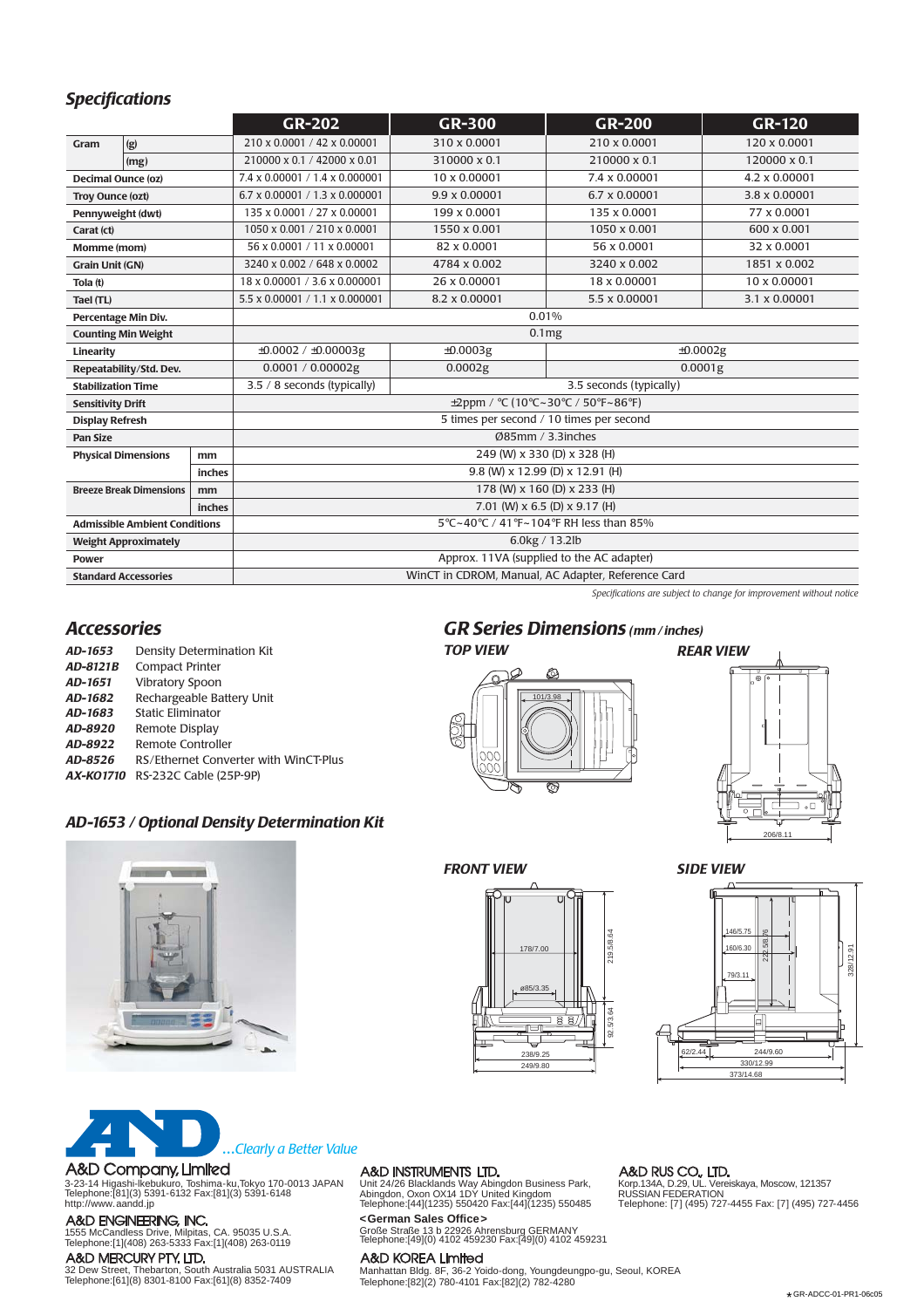## Specifications

| | | GR-202 | GR-300 | GR-200 | GR-120 |
|---|---|---|---|---|---|
| Gram | (g) | 210 x 0.0001 / 42 x 0.00001 | 310 x 0.0001 | 210 x 0.0001 | 120 x 0.0001 |
| | (mg) | 210000 x 0.1 / 42000 x 0.01 | 310000 x 0.1 | 210000 x 0.1 | 120000 x 0.1 |
| Decimal Ounce (oz) | | 7.4 x 0.00001 / 1.4 x 0.000001 | 10 x 0.00001 | 7.4 x 0.00001 | 4.2 x 0.00001 |
| Troy Ounce (ozt) | | 6.7 x 0.00001 / 1.3 x 0.000001 | 9.9 x 0.00001 | 6.7 x 0.00001 | 3.8 x 0.00001 |
| Pennyweight (dwt) | | 135 x 0.0001 / 27 x 0.00001 | 199 x 0.0001 | 135 x 0.0001 | 77 x 0.0001 |
| Carat (ct) | | 1050 x 0.001 / 210 x 0.0001 | 1550 x 0.001 | 1050 x 0.001 | 600 x 0.001 |
| Momme (mom) | | 56 x 0.0001 / 11 x 0.00001 | 82 x 0.0001 | 56 x 0.0001 | 32 x 0.0001 |
| Grain Unit (GN) | | 3240 x 0.002 / 648 x 0.0002 | 4784 x 0.002 | 3240 x 0.002 | 1851 x 0.002 |
| Tola (t) | | 18 x 0.00001 / 3.6 x 0.000001 | 26 x 0.00001 | 18 x 0.00001 | 10 x 0.00001 |
| Tael (TL) | | 5.5 x 0.00001 / 1.1 x 0.000001 | 8.2 x 0.00001 | 5.5 x 0.00001 | 3.1 x 0.00001 |
| Percentage Min Div. | | 0.01% | | | |
| Counting Min Weight | | 0.1mg | | | |
| Linearity | | ±0.0002 / ±0.00003g | ±0.0003g | ±0.0002g | |
| Repeatability/Std. Dev. | | 0.0001 / 0.00002g | 0.0002g | 0.0001g | |
| Stabilization Time | | 3.5 / 8 seconds (typically) | 3.5 seconds (typically) | | |
| Sensitivity Drift | | ±2ppm / ℃ (10℃~30℃ / 50℉~86℉) | | | |
| Display Refresh | | 5 times per second / 10 times per second | | | |
| Pan Size | | Ø85mm / 3.3inches | | | |
| Physical Dimensions | mm | 249 (W) x 330 (D) x 328 (H) | | | |
| | inches | 9.8 (W) x 12.99 (D) x 12.91 (H) | | | |
| Breeze Break Dimensions | mm | 178 (W) x 160 (D) x 233 (H) | | | |
| | inches | 7.01 (W) x 6.5 (D) x 9.17 (H) | | | |
| Admissible Ambient Conditions | | 5℃~40℃ / 41℉~104℉ RH less than 85% | | | |
| Weight Approximately | | 6.0kg / 13.2lb | | | |
| Power | | Approx. 11VA (supplied to the AC adapter) | | | |
| Standard Accessories | | WinCT in CDROM, Manual, AC Adapter, Reference Card | | | |

*Specifications are subject to change for improvement without notice*

## Accessories

- ***AD-1653*** Density Determination Kit
- ***AD-8121B*** Compact Printer
- ***AD-1651*** Vibratory Spoon
- ***AD-1682*** Rechargeable Battery Unit
- ***AD-1683*** Static Eliminator
- ***AD-8920*** Remote Display
- ***AD-8922*** Remote Controller
- ***AD-8526*** RS/Ethernet Converter with WinCT-Plus
- ***AX-KO1710*** RS-232C Cable (25P-9P)

## AD-1653 / Optional Density Determination Kit

## GR Series Dimensions *(mm / inches)*

**TOP VIEW**

101/3.98

**REAR VIEW**

206/8.11

**FRONT VIEW**

178/7.00
ø85/3.35
219.5/8.64
92.5/3.64
238/9.25
249/9.80

**SIDE VIEW**

146/5.75
160/6.30
79/3.11
232.5/9.76
328/12.91
62/2.44
244/9.60
330/12.99
373/14.68

*...Clearly a Better Value*

**A&D Company, Limited**
3-23-14 Higashi-Ikebukuro, Toshima-ku,Tokyo 170-0013 JAPAN
Telephone:[81](3) 5391-6132 Fax:[81](3) 5391-6148
http://www.aandd.jp

**A&D ENGINEERING, INC.**
1555 McCandless Drive, Milpitas, CA. 95035 U.S.A.
Telephone:[1](408) 263-5333 Fax:[1](408) 263-0119

**A&D MERCURY PTY. LTD.**
32 Dew Street, Thebarton, South Australia 5031 AUSTRALIA
Telephone:[61](8) 8301-8100 Fax:[61](8) 8352-7409

**A&D INSTRUMENTS LTD.**
Unit 24/26 Blacklands Way Abingdon Business Park,
Abingdon, Oxon OX14 1DY United Kingdom
Telephone:[44](1235) 550420 Fax:[44](1235) 550485

**<German Sales Office>**
Große Straße 13 b 22926 Ahrensburg GERMANY
Telephone:[49](0) 4102 459230 Fax:[49](0) 4102 459231

**A&D KOREA Limited**
Manhattan Bldg. 8F, 36-2 Yoido-dong, Youngdeungpo-gu, Seoul, KOREA
Telephone:[82](2) 780-4101 Fax:[82](2) 782-4280

**A&D RUS CO., LTD.**
Korp.134A, D.29, UL. Vereiskaya, Moscow, 121357
RUSSIAN FEDERATION
Telephone: [7] (495) 727-4455 Fax: [7] (495) 727-4456

GR-ADCC-01-PR1-06c05